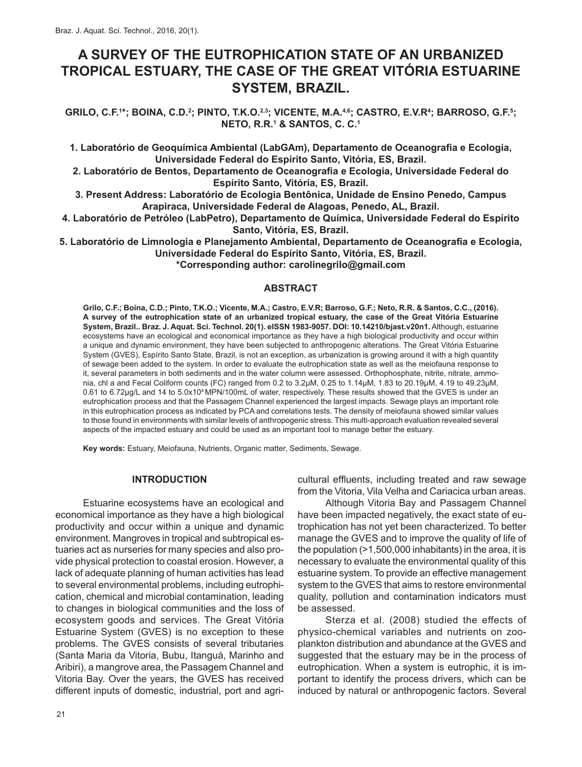# A SURVEY OF THE EUTROPHICATION STATE OF AN URBANIZED TROPICAL ESTUARY, THE CASE OF THE GREAT VITÓRIA ESTUARINE SYSTEM, BRAZIL.

**GRILO, C.F.[1]*; BOINA, C.D.[2]; PINTO, T.K.O.[2,3]; VICENTE, M.A.[4,6]; CASTRO, E.V.R[4]; BARROSO, G.F.[5]; NETO, R.R.[1] & SANTOS, C. C.[1]**

**1. Laboratório de Geoquímica Ambiental (LabGAm), Departamento de Oceanografia e Ecologia, Universidade Federal do Espírito Santo, Vitória, ES, Brazil.**

**2. Laboratório de Bentos, Departamento de Oceanografia e Ecologia, Universidade Federal do Espírito Santo, Vitória, ES, Brazil.**

**3. Present Address: Laboratório de Ecologia Bentônica, Unidade de Ensino Penedo, Campus Arapiraca, Universidade Federal de Alagoas, Penedo, AL, Brazil.**

**4. Laboratório de Petróleo (LabPetro), Departamento de Química, Universidade Federal do Espírito Santo, Vitória, ES, Brazil.**

**5. Laboratório de Limnologia e Planejamento Ambiental, Departamento de Oceanografia e Ecologia, Universidade Federal do Espírito Santo, Vitória, ES, Brazil.**

**\*Corresponding author: carolinegrilo@gmail.com**

## ABSTRACT

**Grilo, C.F.; Boina, C.D.; Pinto, T.K.O.; Vicente, M.A.; Castro, E.V.R; Barroso, G.F.; Neto, R.R. & Santos, C.C., (2016). A survey of the eutrophication state of an urbanized tropical estuary, the case of the Great Vitória Estuarine System, Brazil.. Braz. J. Aquat. Sci. Technol. 20(1). eISSN 1983-9057. DOI: 10.14210/bjast.v20n1.** Although, estuarine ecosystems have an ecological and economical importance as they have a high biological productivity and occur within a unique and dynamic environment, they have been subjected to anthropogenic alterations. The Great Vitória Estuarine System (GVES), Espírito Santo State, Brazil, is not an exception, as urbanization is growing around it with a high quantity of sewage been added to the system. In order to evaluate the eutrophication state as well as the meiofauna response to it, several parameters in both sediments and in the water column were assessed. Orthophosphate, nitrite, nitrate, ammonia, chl a and Fecal Coliform counts (FC) ranged from 0.2 to 3.2μM, 0.25 to 1.14μM, 1.83 to 20.19μM, 4.19 to 49.23μM, 0.61 to 6.72μg/L and 14 to $5.0\times10^4$ MPN/100mL of water, respectively. These results showed that the GVES is under an eutrophication process and that the Passagem Channel experienced the largest impacts. Sewage plays an important role in this eutrophication process as indicated by PCA and correlations tests. The density of meiofauna showed similar values to those found in environments with similar levels of anthropogenic stress. This multi-approach evaluation revealed several aspects of the impacted estuary and could be used as an important tool to manage better the estuary.

**Key words:** Estuary, Meiofauna, Nutrients, Organic matter, Sediments, Sewage.

## INTRODUCTION

Estuarine ecosystems have an ecological and economical importance as they have a high biological productivity and occur within a unique and dynamic environment. Mangroves in tropical and subtropical estuaries act as nurseries for many species and also provide physical protection to coastal erosion. However, a lack of adequate planning of human activities has lead to several environmental problems, including eutrophication, chemical and microbial contamination, leading to changes in biological communities and the loss of ecosystem goods and services. The Great Vitória Estuarine System (GVES) is no exception to these problems. The GVES consists of several tributaries (Santa Maria da Vitoria, Bubu, Itanguá, Marinho and Aribiri), a mangrove area, the Passagem Channel and Vitoria Bay. Over the years, the GVES has received different inputs of domestic, industrial, port and agricultural effluents, including treated and raw sewage from the Vitoria, Vila Velha and Cariacica urban areas.

Although Vitoria Bay and Passagem Channel have been impacted negatively, the exact state of eutrophication has not yet been characterized. To better manage the GVES and to improve the quality of life of the population (>1,500,000 inhabitants) in the area, it is necessary to evaluate the environmental quality of this estuarine system. To provide an effective management system to the GVES that aims to restore environmental quality, pollution and contamination indicators must be assessed.

Sterza et al. (2008) studied the effects of physico-chemical variables and nutrients on zooplankton distribution and abundance at the GVES and suggested that the estuary may be in the process of eutrophication. When a system is eutrophic, it is important to identify the process drivers, which can be induced by natural or anthropogenic factors. Several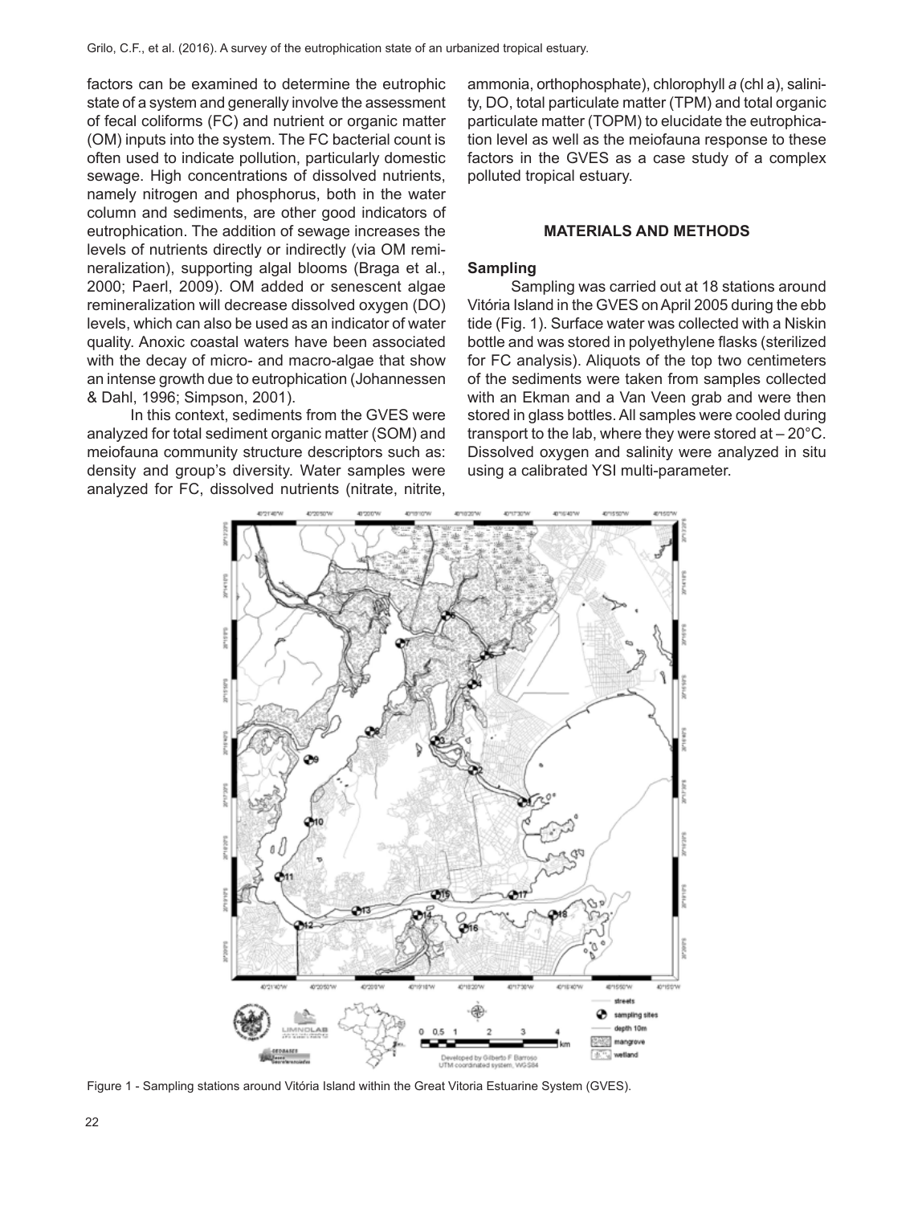factors can be examined to determine the eutrophic state of a system and generally involve the assessment of fecal coliforms (FC) and nutrient or organic matter (OM) inputs into the system. The FC bacterial count is often used to indicate pollution, particularly domestic sewage. High concentrations of dissolved nutrients, namely nitrogen and phosphorus, both in the water column and sediments, are other good indicators of eutrophication. The addition of sewage increases the levels of nutrients directly or indirectly (via OM remineralization), supporting algal blooms (Braga et al., 2000; Paerl, 2009). OM added or senescent algae remineralization will decrease dissolved oxygen (DO) levels, which can also be used as an indicator of water quality. Anoxic coastal waters have been associated with the decay of micro- and macro-algae that show an intense growth due to eutrophication (Johannessen & Dahl, 1996; Simpson, 2001).

In this context, sediments from the GVES were analyzed for total sediment organic matter (SOM) and meiofauna community structure descriptors such as: density and group's diversity. Water samples were analyzed for FC, dissolved nutrients (nitrate, nitrite, ammonia, orthophosphate), chlorophyll *a* (chl a), salinity, DO, total particulate matter (TPM) and total organic particulate matter (TOPM) to elucidate the eutrophication level as well as the meiofauna response to these factors in the GVES as a case study of a complex polluted tropical estuary.

## MATERIALS AND METHODS

### Sampling

Sampling was carried out at 18 stations around Vitória Island in the GVES on April 2005 during the ebb tide (Fig. 1). Surface water was collected with a Niskin bottle and was stored in polyethylene flasks (sterilized for FC analysis). Aliquots of the top two centimeters of the sediments were taken from samples collected with an Ekman and a Van Veen grab and were then stored in glass bottles. All samples were cooled during transport to the lab, where they were stored at – 20°C. Dissolved oxygen and salinity were analyzed in situ using a calibrated YSI multi-parameter.

Figure 1 - Sampling stations around Vitória Island within the Great Vitoria Estuarine System (GVES).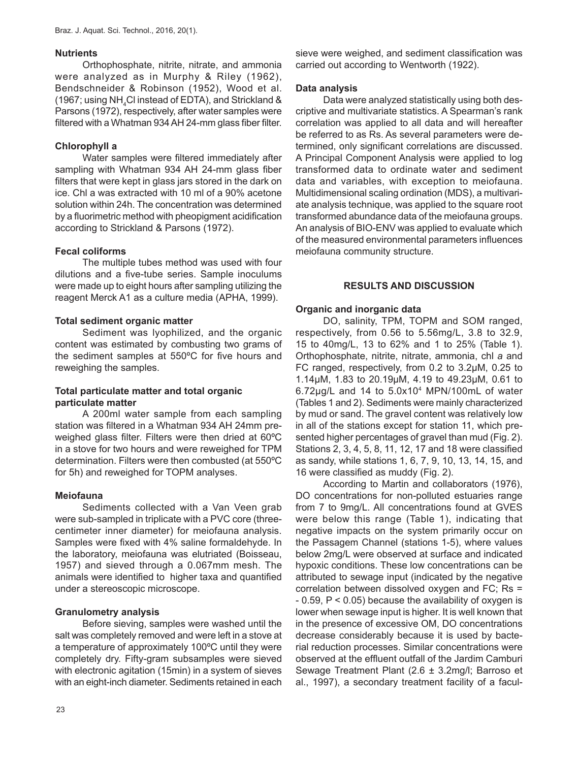### Nutrients

Orthophosphate, nitrite, nitrate, and ammonia were analyzed as in Murphy & Riley (1962), Bendschneider & Robinson (1952), Wood et al. (1967; using $NH_4Cl$ instead of EDTA), and Strickland & Parsons (1972), respectively, after water samples were filtered with a Whatman 934 AH 24-mm glass fiber filter.

### Chlorophyll a

Water samples were filtered immediately after sampling with Whatman 934 AH 24-mm glass fiber filters that were kept in glass jars stored in the dark on ice. Chl a was extracted with 10 ml of a 90% acetone solution within 24h. The concentration was determined by a fluorimetric method with pheopigment acidification according to Strickland & Parsons (1972).

### Fecal coliforms

The multiple tubes method was used with four dilutions and a five-tube series. Sample inoculums were made up to eight hours after sampling utilizing the reagent Merck A1 as a culture media (APHA, 1999).

### Total sediment organic matter

Sediment was lyophilized, and the organic content was estimated by combusting two grams of the sediment samples at 550ºC for five hours and reweighing the samples.

### Total particulate matter and total organic particulate matter

A 200ml water sample from each sampling station was filtered in a Whatman 934 AH 24mm pre-weighed glass filter. Filters were then dried at 60ºC in a stove for two hours and were reweighed for TPM determination. Filters were then combusted (at 550ºC for 5h) and reweighed for TOPM analyses.

### Meiofauna

Sediments collected with a Van Veen grab were sub-sampled in triplicate with a PVC core (three-centimeter inner diameter) for meiofauna analysis. Samples were fixed with 4% saline formaldehyde. In the laboratory, meiofauna was elutriated (Boisseau, 1957) and sieved through a 0.067mm mesh. The animals were identified to higher taxa and quantified under a stereoscopic microscope.

### Granulometry analysis

Before sieving, samples were washed until the salt was completely removed and were left in a stove at a temperature of approximately 100ºC until they were completely dry. Fifty-gram subsamples were sieved with electronic agitation (15min) in a system of sieves with an eight-inch diameter. Sediments retained in each sieve were weighed, and sediment classification was carried out according to Wentworth (1922).

### Data analysis

Data were analyzed statistically using both descriptive and multivariate statistics. A Spearman's rank correlation was applied to all data and will hereafter be referred to as Rs. As several parameters were determined, only significant correlations are discussed. A Principal Component Analysis were applied to log transformed data to ordinate water and sediment data and variables, with exception to meiofauna. Multidimensional scaling ordination (MDS), a multivariate analysis technique, was applied to the square root transformed abundance data of the meiofauna groups. An analysis of BIO-ENV was applied to evaluate which of the measured environmental parameters influences meiofauna community structure.

## RESULTS AND DISCUSSION

### Organic and inorganic data

DO, salinity, TPM, TOPM and SOM ranged, respectively, from 0.56 to 5.56mg/L, 3.8 to 32.9, 15 to 40mg/L, 13 to 62% and 1 to 25% (Table 1). Orthophosphate, nitrite, nitrate, ammonia, chl *a* and FC ranged, respectively, from 0.2 to 3.2µM, 0.25 to 1.14µM, 1.83 to 20.19µM, 4.19 to 49.23µM, 0.61 to 6.72µg/L and 14 to $5.0 \times 10^4$ MPN/100mL of water (Tables 1 and 2). Sediments were mainly characterized by mud or sand. The gravel content was relatively low in all of the stations except for station 11, which presented higher percentages of gravel than mud (Fig. 2). Stations 2, 3, 4, 5, 8, 11, 12, 17 and 18 were classified as sandy, while stations 1, 6, 7, 9, 10, 13, 14, 15, and 16 were classified as muddy (Fig. 2).

According to Martin and collaborators (1976), DO concentrations for non-polluted estuaries range from 7 to 9mg/L. All concentrations found at GVES were below this range (Table 1), indicating that negative impacts on the system primarily occur on the Passagem Channel (stations 1-5), where values below 2mg/L were observed at surface and indicated hypoxic conditions. These low concentrations can be attributed to sewage input (indicated by the negative correlation between dissolved oxygen and FC; Rs = - 0.59, $P < 0.05$) because the availability of oxygen is lower when sewage input is higher. It is well known that in the presence of excessive OM, DO concentrations decrease considerably because it is used by bacterial reduction processes. Similar concentrations were observed at the effluent outfall of the Jardim Camburi Sewage Treatment Plant (2.6 ± 3.2mg/l; Barroso et al., 1997), a secondary treatment facility of a facul-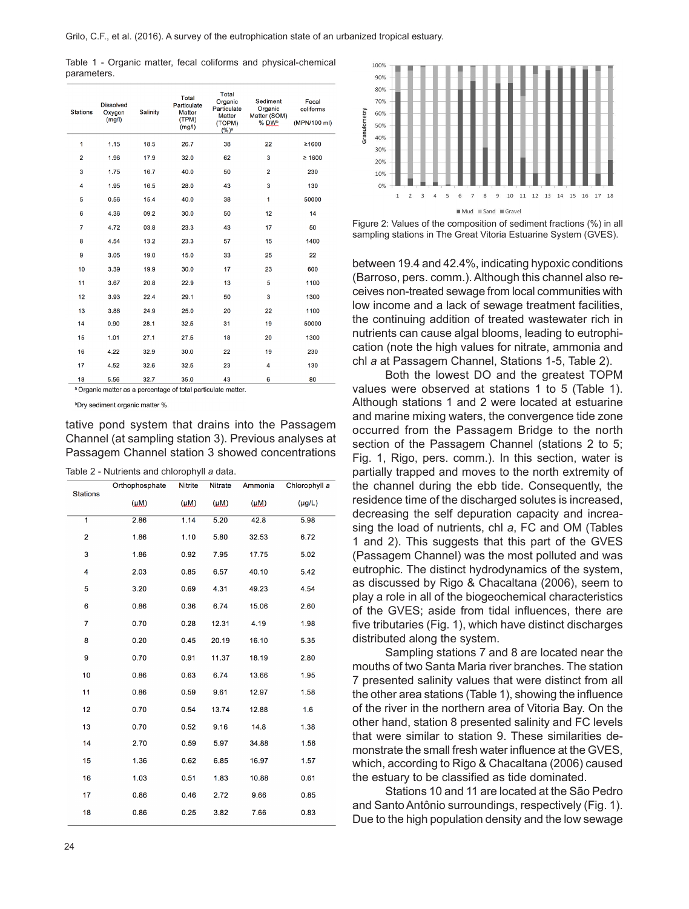Table 1 - Organic matter, fecal coliforms and physical-chemical parameters.

| Stations | Dissolved Oxygen (mg/l) | Salinity | Total Particulate Matter (TPM) (mg/l) | Total Organic Particulate Matter (TOPM) (%)[a] | Sediment Organic Matter (SOM) % DW[b] | Fecal coliforms (MPN/100 ml) |
|---|---|---|---|---|---|---|
| 1 | 1.15 | 18.5 | 26.7 | 38 | 22 | ≥1600 |
| 2 | 1.96 | 17.9 | 32.0 | 62 | 3 | ≥ 1600 |
| 3 | 1.75 | 16.7 | 40.0 | 50 | 2 | 230 |
| 4 | 1.95 | 16.5 | 28.0 | 43 | 3 | 130 |
| 5 | 0.56 | 15.4 | 40.0 | 38 | 1 | 50000 |
| 6 | 4.36 | 09.2 | 30.0 | 50 | 12 | 14 |
| 7 | 4.72 | 03.8 | 23.3 | 43 | 17 | 50 |
| 8 | 4.54 | 13.2 | 23.3 | 57 | 15 | 1400 |
| 9 | 3.05 | 19.0 | 15.0 | 33 | 25 | 22 |
| 10 | 3.39 | 19.9 | 30.0 | 17 | 23 | 600 |
| 11 | 3.67 | 20.8 | 22.9 | 13 | 5 | 1100 |
| 12 | 3.93 | 22.4 | 29.1 | 50 | 3 | 1300 |
| 13 | 3.86 | 24.9 | 25.0 | 20 | 22 | 1100 |
| 14 | 0.90 | 28.1 | 32.5 | 31 | 19 | 50000 |
| 15 | 1.01 | 27.1 | 27.5 | 18 | 20 | 1300 |
| 16 | 4.22 | 32.9 | 30.0 | 22 | 19 | 230 |
| 17 | 4.52 | 32.6 | 32.5 | 23 | 4 | 130 |
| 18 | 5.56 | 32.7 | 35.0 | 43 | 6 | 80 |

[a] Organic matter as a percentage of total particulate matter.

[b] Dry sediment organic matter %.

tative pond system that drains into the Passagem Channel (at sampling station 3). Previous analyses at Passagem Channel station 3 showed concentrations

Table 2 - Nutrients and chlorophyll *a* data.

| Stations | Orthophosphate (µM) | Nitrite (µM) | Nitrate (µM) | Ammonia (µM) | Chlorophyll *a* (µg/L) |
|---|---|---|---|---|---|
| 1 | 2.86 | 1.14 | 5.20 | 42.8 | 5.98 |
| 2 | 1.86 | 1.10 | 5.80 | 32.53 | 6.72 |
| 3 | 1.86 | 0.92 | 7.95 | 17.75 | 5.02 |
| 4 | 2.03 | 0.85 | 6.57 | 40.10 | 5.42 |
| 5 | 3.20 | 0.69 | 4.31 | 49.23 | 4.54 |
| 6 | 0.86 | 0.36 | 6.74 | 15.06 | 2.60 |
| 7 | 0.70 | 0.28 | 12.31 | 4.19 | 1.98 |
| 8 | 0.20 | 0.45 | 20.19 | 16.10 | 5.35 |
| 9 | 0.70 | 0.91 | 11.37 | 18.19 | 2.80 |
| 10 | 0.86 | 0.63 | 6.74 | 13.66 | 1.95 |
| 11 | 0.86 | 0.59 | 9.61 | 12.97 | 1.58 |
| 12 | 0.70 | 0.54 | 13.74 | 12.88 | 1.6 |
| 13 | 0.70 | 0.52 | 9.16 | 14.8 | 1.38 |
| 14 | 2.70 | 0.59 | 5.97 | 34.88 | 1.56 |
| 15 | 1.36 | 0.62 | 6.85 | 16.97 | 1.57 |
| 16 | 1.03 | 0.51 | 1.83 | 10.88 | 0.61 |
| 17 | 0.86 | 0.46 | 2.72 | 9.66 | 0.85 |
| 18 | 0.86 | 0.25 | 3.82 | 7.66 | 0.83 |

Figure 2: Values of the composition of sediment fractions (%) in all sampling stations in The Great Vitoria Estuarine System (GVES).

between 19.4 and 42.4%, indicating hypoxic conditions (Barroso, pers. comm.). Although this channel also receives non-treated sewage from local communities with low income and a lack of sewage treatment facilities, the continuing addition of treated wastewater rich in nutrients can cause algal blooms, leading to eutrophication (note the high values for nitrate, ammonia and chl *a* at Passagem Channel, Stations 1-5, Table 2).

Both the lowest DO and the greatest TOPM values were observed at stations 1 to 5 (Table 1). Although stations 1 and 2 were located at estuarine and marine mixing waters, the convergence tide zone occurred from the Passagem Bridge to the north section of the Passagem Channel (stations 2 to 5; Fig. 1, Rigo, pers. comm.). In this section, water is partially trapped and moves to the north extremity of the channel during the ebb tide. Consequently, the residence time of the discharged solutes is increased, decreasing the self depuration capacity and increasing the load of nutrients, chl *a*, FC and OM (Tables 1 and 2). This suggests that this part of the GVES (Passagem Channel) was the most polluted and was eutrophic. The distinct hydrodynamics of the system, as discussed by Rigo & Chacaltana (2006), seem to play a role in all of the biogeochemical characteristics of the GVES; aside from tidal influences, there are five tributaries (Fig. 1), which have distinct discharges distributed along the system.

Sampling stations 7 and 8 are located near the mouths of two Santa Maria river branches. The station 7 presented salinity values that were distinct from all the other area stations (Table 1), showing the influence of the river in the northern area of Vitoria Bay. On the other hand, station 8 presented salinity and FC levels that were similar to station 9. These similarities demonstrate the small fresh water influence at the GVES, which, according to Rigo & Chacaltana (2006) caused the estuary to be classified as tide dominated.

Stations 10 and 11 are located at the São Pedro and Santo Antônio surroundings, respectively (Fig. 1). Due to the high population density and the low sewage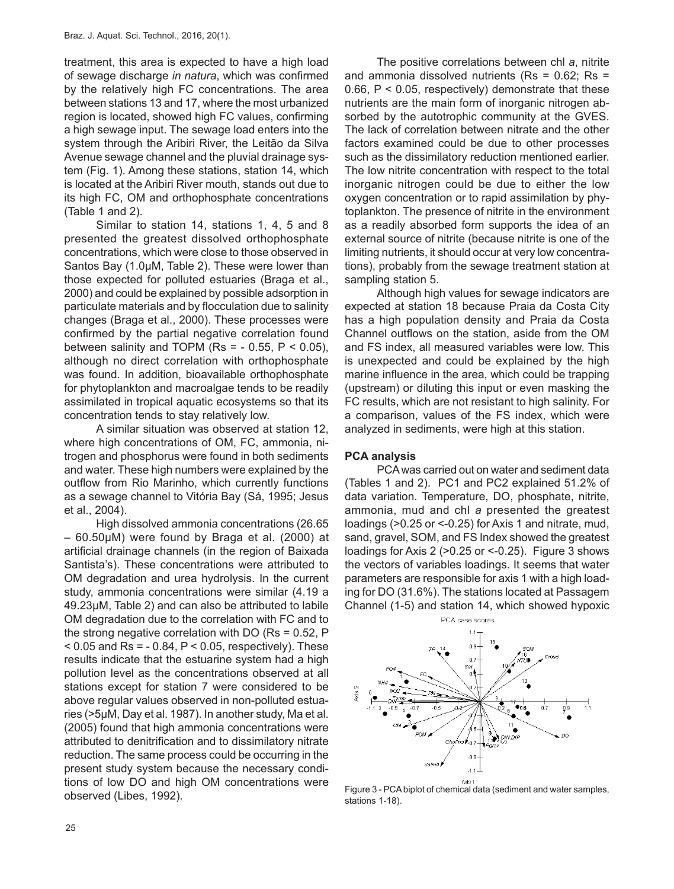treatment, this area is expected to have a high load of sewage discharge *in natura*, which was confirmed by the relatively high FC concentrations. The area between stations 13 and 17, where the most urbanized region is located, showed high FC values, confirming a high sewage input. The sewage load enters into the system through the Aribiri River, the Leitão da Silva Avenue sewage channel and the pluvial drainage system (Fig. 1). Among these stations, station 14, which is located at the Aribiri River mouth, stands out due to its high FC, OM and orthophosphate concentrations (Table 1 and 2).

Similar to station 14, stations 1, 4, 5 and 8 presented the greatest dissolved orthophosphate concentrations, which were close to those observed in Santos Bay (1.0µM, Table 2). These were lower than those expected for polluted estuaries (Braga et al., 2000) and could be explained by possible adsorption in particulate materials and by flocculation due to salinity changes (Braga et al., 2000). These processes were confirmed by the partial negative correlation found between salinity and TOPM ($Rs = -0.55$, $P < 0.05$), although no direct correlation with orthophosphate was found. In addition, bioavailable orthophosphate for phytoplankton and macroalgae tends to be readily assimilated in tropical aquatic ecosystems so that its concentration tends to stay relatively low.

A similar situation was observed at station 12, where high concentrations of OM, FC, ammonia, nitrogen and phosphorus were found in both sediments and water. These high numbers were explained by the outflow from Rio Marinho, which currently functions as a sewage channel to Vitória Bay (Sá, 1995; Jesus et al., 2004).

High dissolved ammonia concentrations (26.65 – 60.50µM) were found by Braga et al. (2000) at artificial drainage channels (in the region of Baixada Santista's). These concentrations were attributed to OM degradation and urea hydrolysis. In the current study, ammonia concentrations were similar (4.19 a 49.23µM, Table 2) and can also be attributed to labile OM degradation due to the correlation with FC and to the strong negative correlation with DO ($Rs = 0.52$, $P < 0.05$ and $Rs = -0.84$, $P < 0.05$, respectively). These results indicate that the estuarine system had a high pollution level as the concentrations observed at all stations except for station 7 were considered to be above regular values observed in non-polluted estuaries (>5µM, Day et al. 1987). In another study, Ma et al. (2005) found that high ammonia concentrations were attributed to denitrification and to dissimilatory nitrate reduction. The same process could be occurring in the present study system because the necessary conditions of low DO and high OM concentrations were observed (Libes, 1992).

The positive correlations between chl *a*, nitrite and ammonia dissolved nutrients ($Rs = 0.62$; $Rs = 0.66$, $P < 0.05$, respectively) demonstrate that these nutrients are the main form of inorganic nitrogen absorbed by the autotrophic community at the GVES. The lack of correlation between nitrate and the other factors examined could be due to other processes such as the dissimilatory reduction mentioned earlier. The low nitrite concentration with respect to the total inorganic nitrogen could be due to either the low oxygen concentration or to rapid assimilation by phytoplankton. The presence of nitrite in the environment as a readily absorbed form supports the idea of an external source of nitrite (because nitrite is one of the limiting nutrients, it should occur at very low concentrations), probably from the sewage treatment station at sampling station 5.

Although high values for sewage indicators are expected at station 18 because Praia da Costa City has a high population density and Praia da Costa Channel outflows on the station, aside from the OM and FS index, all measured variables were low. This is unexpected and could be explained by the high marine influence in the area, which could be trapping (upstream) or diluting this input or even masking the FC results, which are not resistant to high salinity. For a comparison, values of the FS index, which were analyzed in sediments, were high at this station.

### PCA analysis

PCA was carried out on water and sediment data (Tables 1 and 2). PC1 and PC2 explained 51.2% of data variation. Temperature, DO, phosphate, nitrite, ammonia, mud and chl *a* presented the greatest loadings (>0.25 or <-0.25) for Axis 1 and nitrate, mud, sand, gravel, SOM, and FS Index showed the greatest loadings for Axis 2 (>0.25 or <-0.25). Figure 3 shows the vectors of variables loadings. It seems that water parameters are responsible for axis 1 with a high loading for DO (31.6%). The stations located at Passagem Channel (1-5) and station 14, which showed hypoxic

Figure 3 - PCA biplot of chemical data (sediment and water samples, stations 1-18).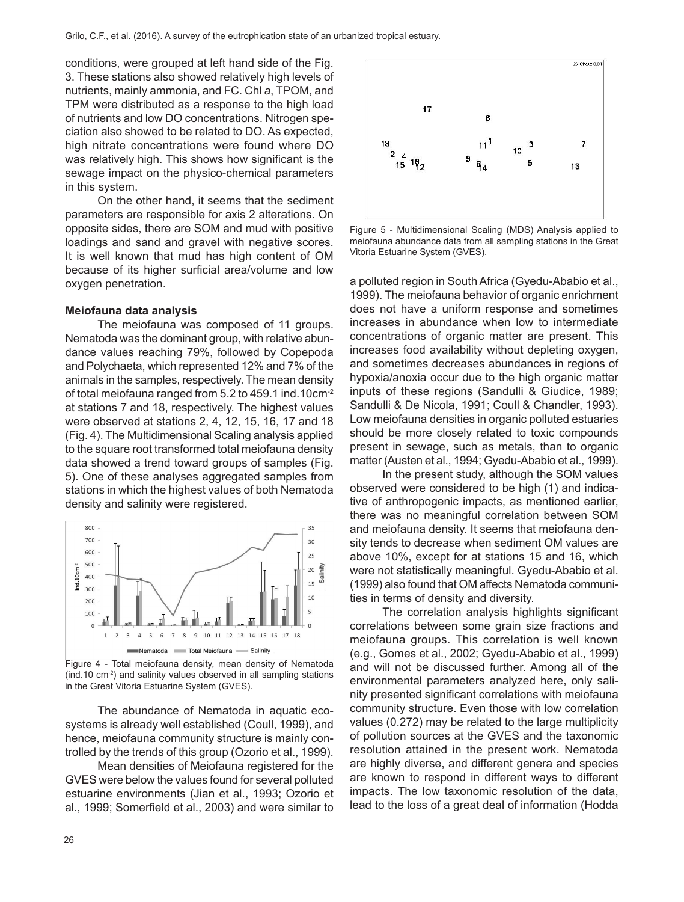conditions, were grouped at left hand side of the Fig. 3. These stations also showed relatively high levels of nutrients, mainly ammonia, and FC. Chl *a*, TPOM, and TPM were distributed as a response to the high load of nutrients and low DO concentrations. Nitrogen speciation also showed to be related to DO. As expected, high nitrate concentrations were found where DO was relatively high. This shows how significant is the sewage impact on the physico-chemical parameters in this system.

On the other hand, it seems that the sediment parameters are responsible for axis 2 alterations. On opposite sides, there are SOM and mud with positive loadings and sand and gravel with negative scores. It is well known that mud has high content of OM because of its higher surficial area/volume and low oxygen penetration.

**Meiofauna data analysis**

The meiofauna was composed of 11 groups. Nematoda was the dominant group, with relative abundance values reaching 79%, followed by Copepoda and Polychaeta, which represented 12% and 7% of the animals in the samples, respectively. The mean density of total meiofauna ranged from 5.2 to 459.1 ind.10cm$^{-2}$ at stations 7 and 18, respectively. The highest values were observed at stations 2, 4, 12, 15, 16, 17 and 18 (Fig. 4). The Multidimensional Scaling analysis applied to the square root transformed total meiofauna density data showed a trend toward groups of samples (Fig. 5). One of these analyses aggregated samples from stations in which the highest values of both Nematoda density and salinity were registered.

Figure 4 - Total meiofauna density, mean density of Nematoda (ind.10 cm$^{-2}$) and salinity values observed in all sampling stations in the Great Vitoria Estuarine System (GVES).

The abundance of Nematoda in aquatic ecosystems is already well established (Coull, 1999), and hence, meiofauna community structure is mainly controlled by the trends of this group (Ozorio et al., 1999).

Mean densities of Meiofauna registered for the GVES were below the values found for several polluted estuarine environments (Jian et al., 1993; Ozorio et al., 1999; Somerfield et al., 2003) and were similar to a polluted region in South Africa (Gyedu-Ababio et al., 1999). The meiofauna behavior of organic enrichment does not have a uniform response and sometimes increases in abundance when low to intermediate concentrations of organic matter are present. This increases food availability without depleting oxygen, and sometimes decreases abundances in regions of hypoxia/anoxia occur due to the high organic matter inputs of these regions (Sandulli & Giudice, 1989; Sandulli & De Nicola, 1991; Coull & Chandler, 1993). Low meiofauna densities in organic polluted estuaries should be more closely related to toxic compounds present in sewage, such as metals, than to organic matter (Austen et al., 1994; Gyedu-Ababio et al., 1999).

Figure 5 - Multidimensional Scaling (MDS) Analysis applied to meiofauna abundance data from all sampling stations in the Great Vitoria Estuarine System (GVES).

In the present study, although the SOM values observed were considered to be high (1) and indicative of anthropogenic impacts, as mentioned earlier, there was no meaningful correlation between SOM and meiofauna density. It seems that meiofauna density tends to decrease when sediment OM values are above 10%, except for at stations 15 and 16, which were not statistically meaningful. Gyedu-Ababio et al. (1999) also found that OM affects Nematoda communities in terms of density and diversity.

The correlation analysis highlights significant correlations between some grain size fractions and meiofauna groups. This correlation is well known (e.g., Gomes et al., 2002; Gyedu-Ababio et al., 1999) and will not be discussed further. Among all of the environmental parameters analyzed here, only salinity presented significant correlations with meiofauna community structure. Even those with low correlation values (0.272) may be related to the large multiplicity of pollution sources at the GVES and the taxonomic resolution attained in the present work. Nematoda are highly diverse, and different genera and species are known to respond in different ways to different impacts. The low taxonomic resolution of the data, lead to the loss of a great deal of information (Hodda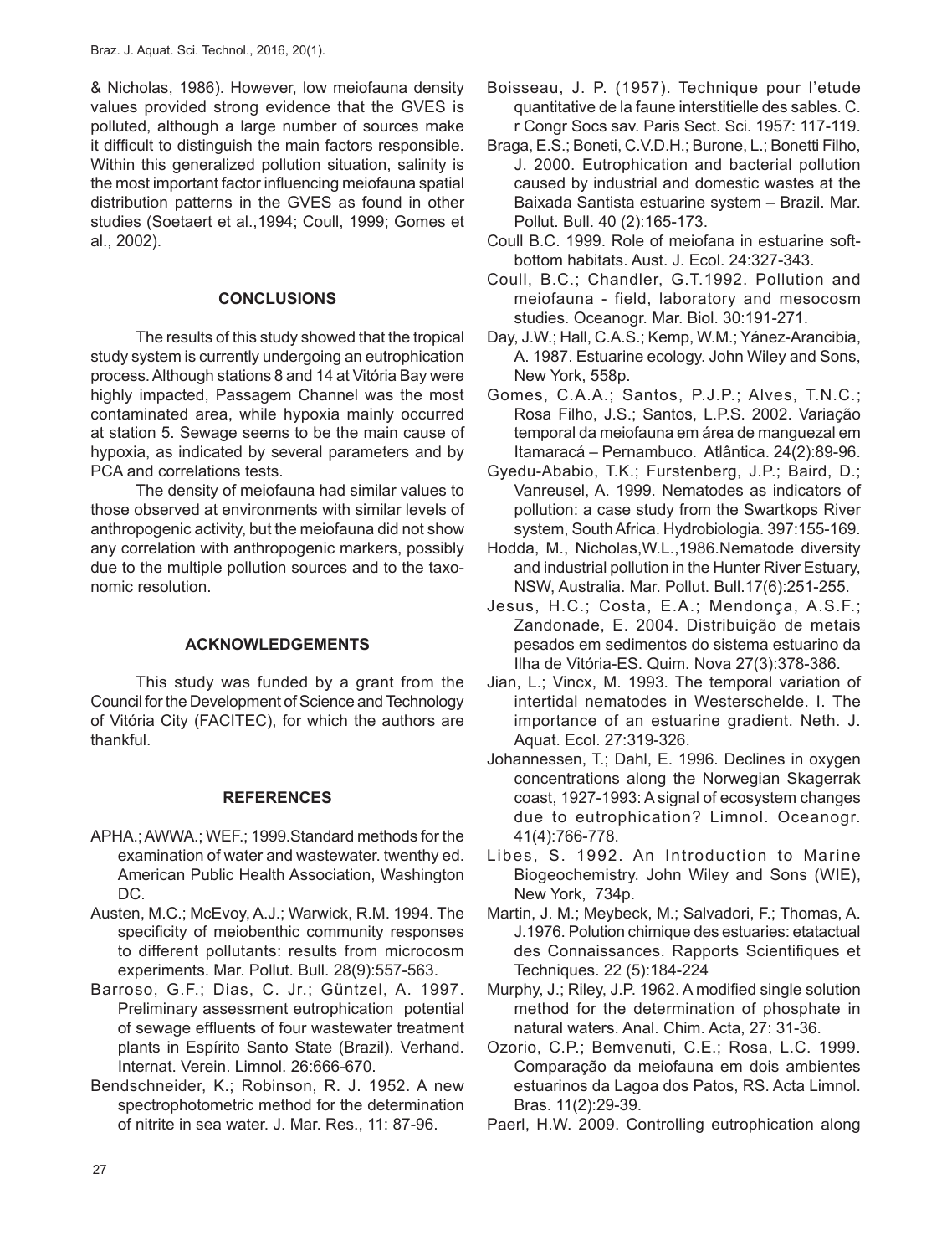& Nicholas, 1986). However, low meiofauna density values provided strong evidence that the GVES is polluted, although a large number of sources make it difficult to distinguish the main factors responsible. Within this generalized pollution situation, salinity is the most important factor influencing meiofauna spatial distribution patterns in the GVES as found in other studies (Soetaert et al.,1994; Coull, 1999; Gomes et al., 2002).

## CONCLUSIONS

The results of this study showed that the tropical study system is currently undergoing an eutrophication process. Although stations 8 and 14 at Vitória Bay were highly impacted, Passagem Channel was the most contaminated area, while hypoxia mainly occurred at station 5. Sewage seems to be the main cause of hypoxia, as indicated by several parameters and by PCA and correlations tests.

The density of meiofauna had similar values to those observed at environments with similar levels of anthropogenic activity, but the meiofauna did not show any correlation with anthropogenic markers, possibly due to the multiple pollution sources and to the taxonomic resolution.

## ACKNOWLEDGEMENTS

This study was funded by a grant from the Council for the Development of Science and Technology of Vitória City (FACITEC), for which the authors are thankful.

## REFERENCES

APHA.; AWWA.; WEF.; 1999.Standard methods for the examination of water and wastewater. twenthy ed. American Public Health Association, Washington DC.

Austen, M.C.; McEvoy, A.J.; Warwick, R.M. 1994. The specificity of meiobenthic community responses to different pollutants: results from microcosm experiments. Mar. Pollut. Bull. 28(9):557-563.

Barroso, G.F.; Dias, C. Jr.; Güntzel, A. 1997. Preliminary assessment eutrophication potential of sewage effluents of four wastewater treatment plants in Espírito Santo State (Brazil). Verhand. Internat. Verein. Limnol. 26:666-670.

Bendschneider, K.; Robinson, R. J. 1952. A new spectrophotometric method for the determination of nitrite in sea water. J. Mar. Res., 11: 87-96.

Boisseau, J. P. (1957). Technique pour l'etude quantitative de la faune interstitielle des sables. C. r Congr Socs sav. Paris Sect. Sci. 1957: 117-119.

Braga, E.S.; Boneti, C.V.D.H.; Burone, L.; Bonetti Filho, J. 2000. Eutrophication and bacterial pollution caused by industrial and domestic wastes at the Baixada Santista estuarine system – Brazil. Mar. Pollut. Bull. 40 (2):165-173.

Coull B.C. 1999. Role of meiofana in estuarine soft-bottom habitats. Aust. J. Ecol. 24:327-343.

Coull, B.C.; Chandler, G.T.1992. Pollution and meiofauna - field, laboratory and mesocosm studies. Oceanogr. Mar. Biol. 30:191-271.

Day, J.W.; Hall, C.A.S.; Kemp, W.M.; Yánez-Arancibia, A. 1987. Estuarine ecology. John Wiley and Sons, New York, 558p.

Gomes, C.A.A.; Santos, P.J.P.; Alves, T.N.C.; Rosa Filho, J.S.; Santos, L.P.S. 2002. Variação temporal da meiofauna em área de manguezal em Itamaracá – Pernambuco. Atlântica. 24(2):89-96.

Gyedu-Ababio, T.K.; Furstenberg, J.P.; Baird, D.; Vanreusel, A. 1999. Nematodes as indicators of pollution: a case study from the Swartkops River system, South Africa. Hydrobiologia. 397:155-169.

Hodda, M., Nicholas,W.L.,1986.Nematode diversity and industrial pollution in the Hunter River Estuary, NSW, Australia. Mar. Pollut. Bull.17(6):251-255.

Jesus, H.C.; Costa, E.A.; Mendonça, A.S.F.; Zandonade, E. 2004. Distribuição de metais pesados em sedimentos do sistema estuarino da Ilha de Vitória-ES. Quim. Nova 27(3):378-386.

Jian, L.; Vincx, M. 1993. The temporal variation of intertidal nematodes in Westerschelde. I. The importance of an estuarine gradient. Neth. J. Aquat. Ecol. 27:319-326.

Johannessen, T.; Dahl, E. 1996. Declines in oxygen concentrations along the Norwegian Skagerrak coast, 1927-1993: A signal of ecosystem changes due to eutrophication? Limnol. Oceanogr. 41(4):766-778.

Libes, S. 1992. An Introduction to Marine Biogeochemistry. John Wiley and Sons (WIE), New York, 734p.

Martin, J. M.; Meybeck, M.; Salvadori, F.; Thomas, A. J.1976. Polution chimique des estuaries: etatactual des Connaissances. Rapports Scientifiques et Techniques. 22 (5):184-224

Murphy, J.; Riley, J.P. 1962. A modified single solution method for the determination of phosphate in natural waters. Anal. Chim. Acta, 27: 31-36.

Ozorio, C.P.; Bemvenuti, C.E.; Rosa, L.C. 1999. Comparação da meiofauna em dois ambientes estuarinos da Lagoa dos Patos, RS. Acta Limnol. Bras. 11(2):29-39.

Paerl, H.W. 2009. Controlling eutrophication along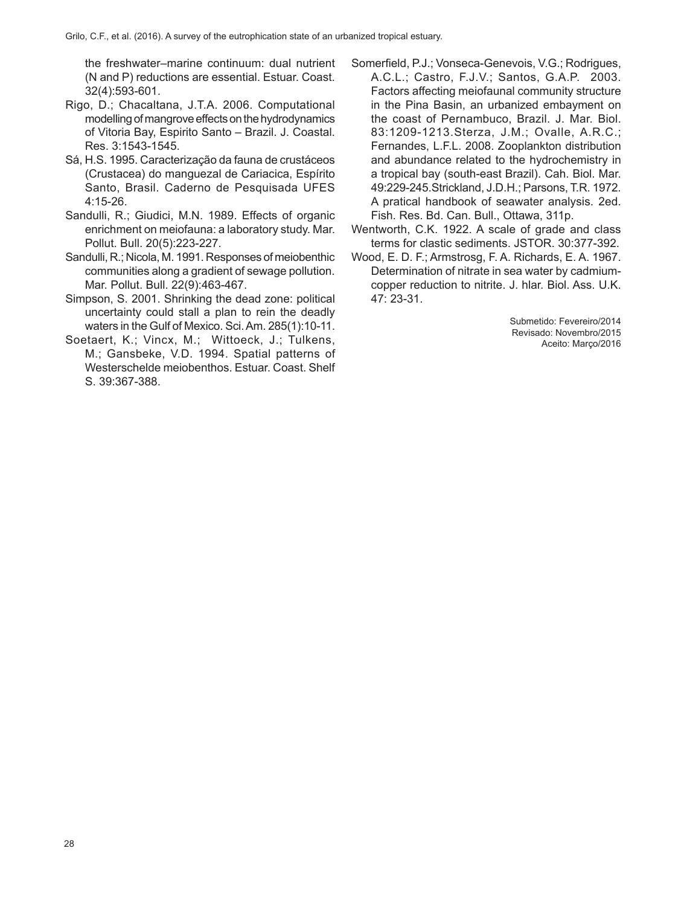the freshwater–marine continuum: dual nutrient (N and P) reductions are essential. Estuar. Coast. 32(4):593-601.

Rigo, D.; Chacaltana, J.T.A. 2006. Computational modelling of mangrove effects on the hydrodynamics of Vitoria Bay, Espirito Santo – Brazil. J. Coastal. Res. 3:1543-1545.

Sá, H.S. 1995. Caracterização da fauna de crustáceos (Crustacea) do manguezal de Cariacica, Espírito Santo, Brasil. Caderno de Pesquisada UFES 4:15-26.

Sandulli, R.; Giudici, M.N. 1989. Effects of organic enrichment on meiofauna: a laboratory study. Mar. Pollut. Bull. 20(5):223-227.

Sandulli, R.; Nicola, M. 1991. Responses of meiobenthic communities along a gradient of sewage pollution. Mar. Pollut. Bull. 22(9):463-467.

Simpson, S. 2001. Shrinking the dead zone: political uncertainty could stall a plan to rein the deadly waters in the Gulf of Mexico. Sci. Am. 285(1):10-11.

Soetaert, K.; Vincx, M.; Wittoeck, J.; Tulkens, M.; Gansbeke, V.D. 1994. Spatial patterns of Westerschelde meiobenthos. Estuar. Coast. Shelf S. 39:367-388.

Somerfield, P.J.; Vonseca-Genevois, V.G.; Rodrigues, A.C.L.; Castro, F.J.V.; Santos, G.A.P. 2003. Factors affecting meiofaunal community structure in the Pina Basin, an urbanized embayment on the coast of Pernambuco, Brazil. J. Mar. Biol. 83:1209-1213.Sterza, J.M.; Ovalle, A.R.C.; Fernandes, L.F.L. 2008. Zooplankton distribution and abundance related to the hydrochemistry in a tropical bay (south-east Brazil). Cah. Biol. Mar. 49:229-245.Strickland, J.D.H.; Parsons, T.R. 1972. A pratical handbook of seawater analysis. 2ed. Fish. Res. Bd. Can. Bull., Ottawa, 311p.

Wentworth, C.K. 1922. A scale of grade and class terms for clastic sediments. JSTOR. 30:377-392.

Wood, E. D. F.; Armstrosg, F. A. Richards, E. A. 1967. Determination of nitrate in sea water by cadmium-copper reduction to nitrite. J. hlar. Biol. Ass. U.K. 47: 23-31.

Submetido: Fevereiro/2014
Revisado: Novembro/2015
Aceito: Março/2016